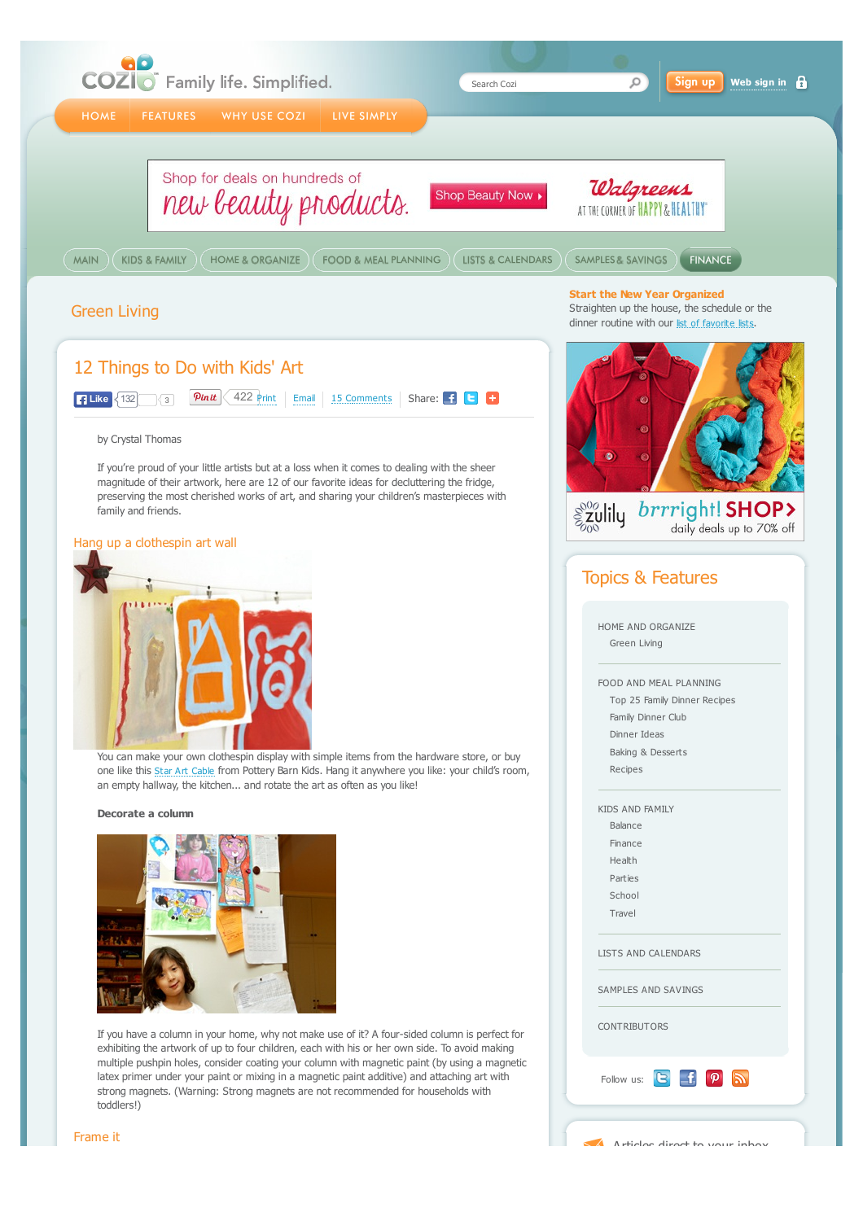Cozi Family life. Simplified.

Search Cozi

Sign up | Web sign in

HOME | FEATURES | WHY USE COZI | LIVE SIMPLY

Shop for deals on hundreds of new beauty products. Shop Beauty Now ▸ Walgreens AT THE CORNER OF HAPPY & HEALTHY

MAIN | KIDS & FAMILY | HOME & ORGANIZE | FOOD & MEAL PLANNING | LISTS & CALENDARS | SAMPLES & SAVINGS | FINANCE

Green Living

# 12 Things to Do with Kids' Art

Like 132 | 3 | Pin it 422 | Print | Email | 15 Comments | Share:

by Crystal Thomas

If you're proud of your little artists but at a loss when it comes to dealing with the sheer magnitude of their artwork, here are 12 of our favorite ideas for decluttering the fridge, preserving the most cherished works of art, and sharing your children's masterpieces with family and friends.

## Hang up a clothespin art wall

You can make your own clothespin display with simple items from the hardware store, or buy one like this Star Art Cable from Pottery Barn Kids. Hang it anywhere you like: your child's room, an empty hallway, the kitchen... and rotate the art as often as you like!

**Decorate a column**

If you have a column in your home, why not make use of it? A four-sided column is perfect for exhibiting the artwork of up to four children, each with his or her own side. To avoid making multiple pushpin holes, consider coating your column with magnetic paint (by using a magnetic latex primer under your paint or mixing in a magnetic paint additive) and attaching art with strong magnets. (Warning: Strong magnets are not recommended for households with toddlers!)

## Frame it

**Start the New Year Organized**

Straighten up the house, the schedule or the dinner routine with our list of favorite lists.

zulily brrright! SHOP› daily deals up to 70% off

## Topics & Features

HOME AND ORGANIZE
- Green Living

FOOD AND MEAL PLANNING
- Top 25 Family Dinner Recipes
- Family Dinner Club
- Dinner Ideas
- Baking & Desserts
- Recipes

KIDS AND FAMILY
- Balance
- Finance
- Health
- Parties
- School
- Travel

LISTS AND CALENDARS

SAMPLES AND SAVINGS

CONTRIBUTORS

Follow us:

Articles direct to your inbox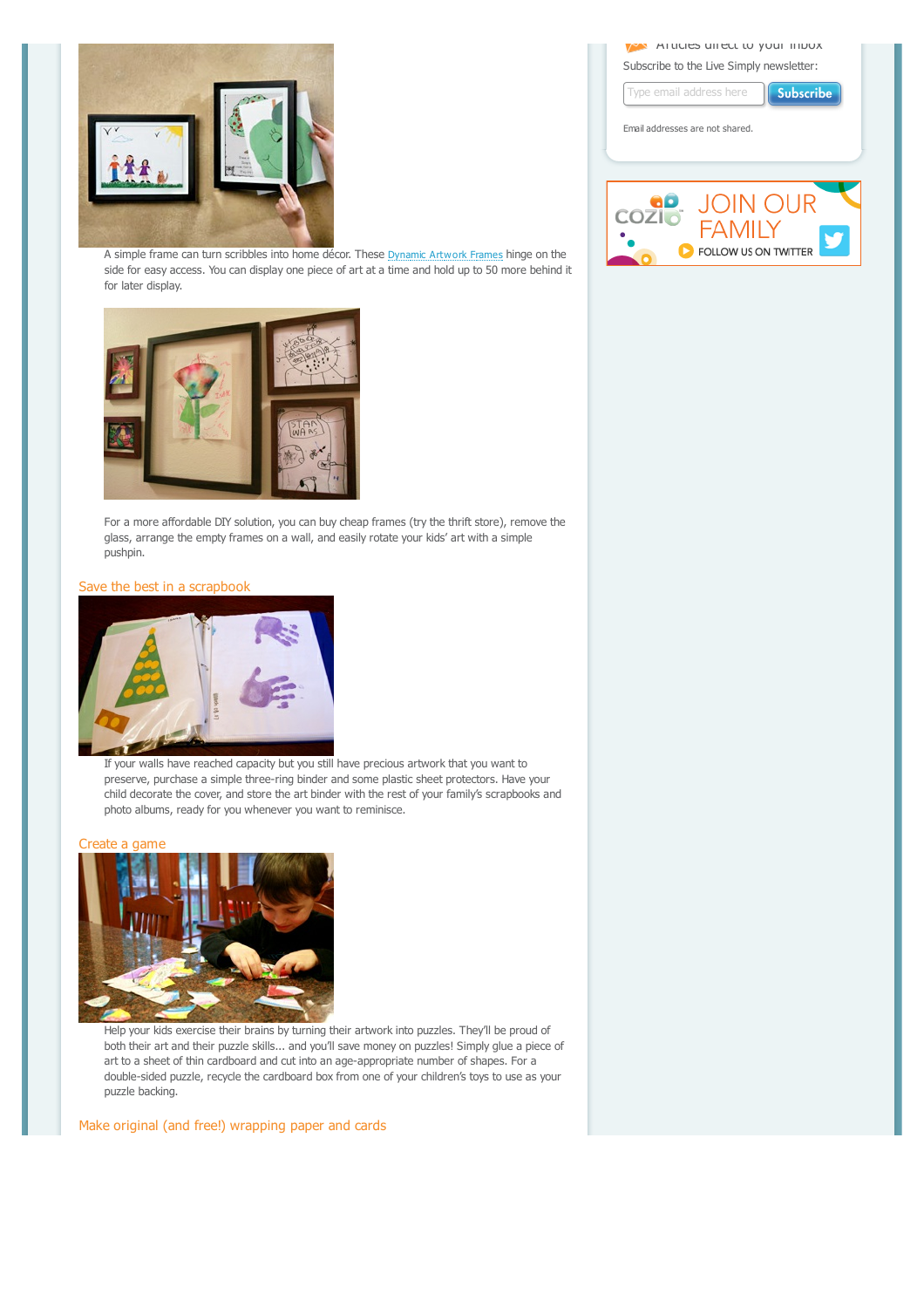A simple frame can turn scribbles into home décor. These Dynamic Artwork Frames hinge on the side for easy access. You can display one piece of art at a time and hold up to 50 more behind it for later display.

For a more affordable DIY solution, you can buy cheap frames (try the thrift store), remove the glass, arrange the empty frames on a wall, and easily rotate your kids' art with a simple pushpin.

### Save the best in a scrapbook

If your walls have reached capacity but you still have precious artwork that you want to preserve, purchase a simple three-ring binder and some plastic sheet protectors. Have your child decorate the cover, and store the art binder with the rest of your family's scrapbooks and photo albums, ready for you whenever you want to reminisce.

### Create a game

Help your kids exercise their brains by turning their artwork into puzzles. They'll be proud of both their art and their puzzle skills... and you'll save money on puzzles! Simply glue a piece of art to a sheet of thin cardboard and cut into an age-appropriate number of shapes. For a double-sided puzzle, recycle the cardboard box from one of your children's toys to use as your puzzle backing.

### Make original (and free!) wrapping paper and cards

Articles direct to your inbox

Subscribe to the Live Simply newsletter:

Type email address here | Subscribe

Email addresses are not shared.

JOIN OUR FAMILY

FOLLOW US ON TWITTER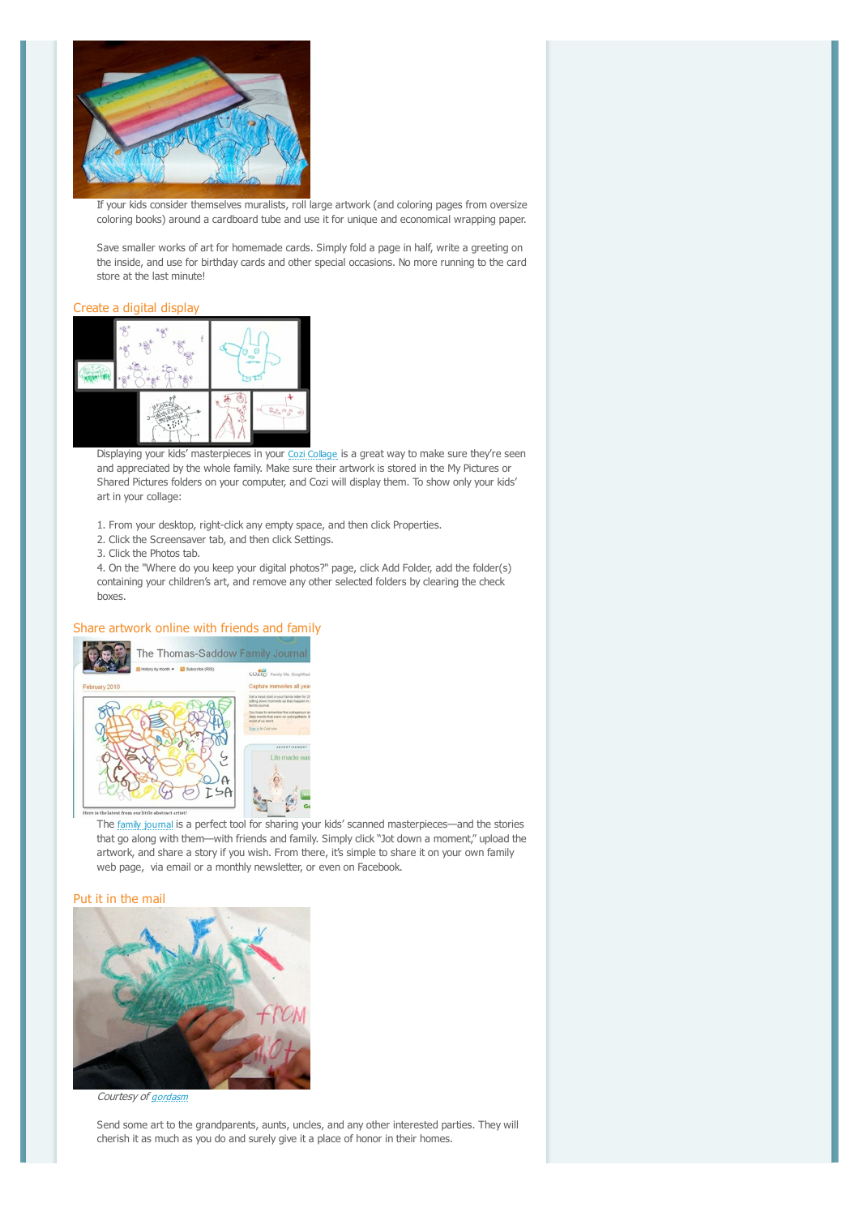If your kids consider themselves muralists, roll large artwork (and coloring pages from oversize coloring books) around a cardboard tube and use it for unique and economical wrapping paper.

Save smaller works of art for homemade cards. Simply fold a page in half, write a greeting on the inside, and use for birthday cards and other special occasions. No more running to the card store at the last minute!

## Create a digital display

Displaying your kids' masterpieces in your Cozi Collage is a great way to make sure they're seen and appreciated by the whole family. Make sure their artwork is stored in the My Pictures or Shared Pictures folders on your computer, and Cozi will display them. To show only your kids' art in your collage:

1. From your desktop, right-click any empty space, and then click Properties.
2. Click the Screensaver tab, and then click Settings.
3. Click the Photos tab.
4. On the "Where do you keep your digital photos?" page, click Add Folder, add the folder(s) containing your children's art, and remove any other selected folders by clearing the check boxes.

## Share artwork online with friends and family

The family journal is a perfect tool for sharing your kids' scanned masterpieces—and the stories that go along with them—with friends and family. Simply click "Jot down a moment," upload the artwork, and share a story if you wish. From there, it's simple to share it on your own family web page, via email or a monthly newsletter, or even on Facebook.

## Put it in the mail

*Courtesy of gordasm*

Send some art to the grandparents, aunts, uncles, and any other interested parties. They will cherish it as much as you do and surely give it a place of honor in their homes.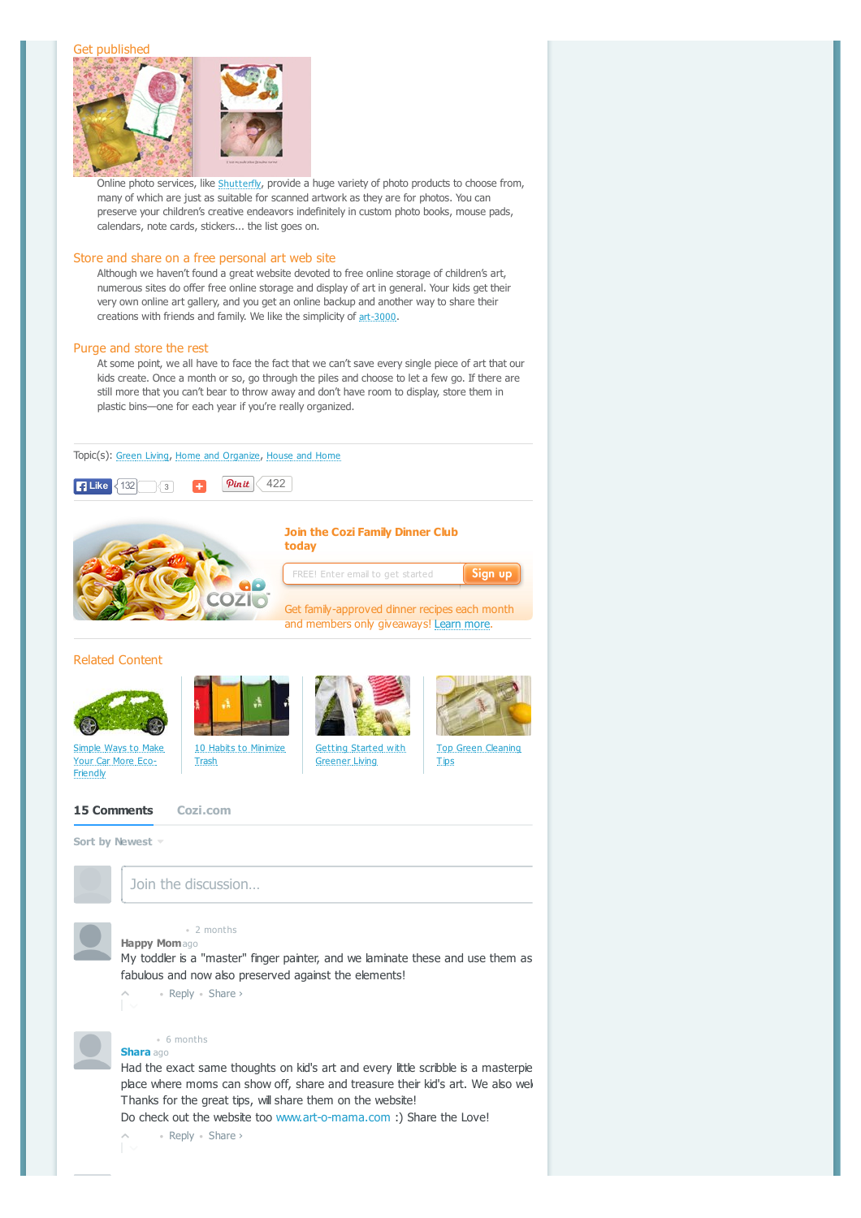### Get published

Online photo services, like Shutterfly, provide a huge variety of photo products to choose from, many of which are just as suitable for scanned artwork as they are for photos. You can preserve your children's creative endeavors indefinitely in custom photo books, mouse pads, calendars, note cards, stickers... the list goes on.

### Store and share on a free personal art web site

Although we haven't found a great website devoted to free online storage of children's art, numerous sites do offer free online storage and display of art in general. Your kids get their very own online art gallery, and you get an online backup and another way to share their creations with friends and family. We like the simplicity of art-3000.

### Purge and store the rest

At some point, we all have to face the fact that we can't save every single piece of art that our kids create. Once a month or so, go through the piles and choose to let a few go. If there are still more that you can't bear to throw away and don't have room to display, store them in plastic bins—one for each year if you're really organized.

Topic(s): Green Living, Home and Organize, House and Home

Like 132 | 3 | Pin it 422

**Join the Cozi Family Dinner Club today**

FREE! Enter email to get started — Sign up

Get family-approved dinner recipes each month and members only giveaways! Learn more.

### Related Content

- Simple Ways to Make Your Car More Eco-Friendly
- 10 Habits to Minimize Trash
- Getting Started with Greener Living
- Top Green Cleaning Tips

**15 Comments** Cozi.com

Sort by Newest

Join the discussion...

**Happy Mom** • 2 months ago

My toddler is a "master" finger painter, and we laminate these and use them as fabulous and now also preserved against the elements!

Reply • Share ›

**Shara** • 6 months ago

Had the exact same thoughts on kid's art and every little scribble is a masterpie place where moms can show off, share and treasure their kid's art. We also wel Thanks for the great tips, will share them on the website!
Do check out the website too www.art-o-mama.com :) Share the Love!

Reply • Share ›